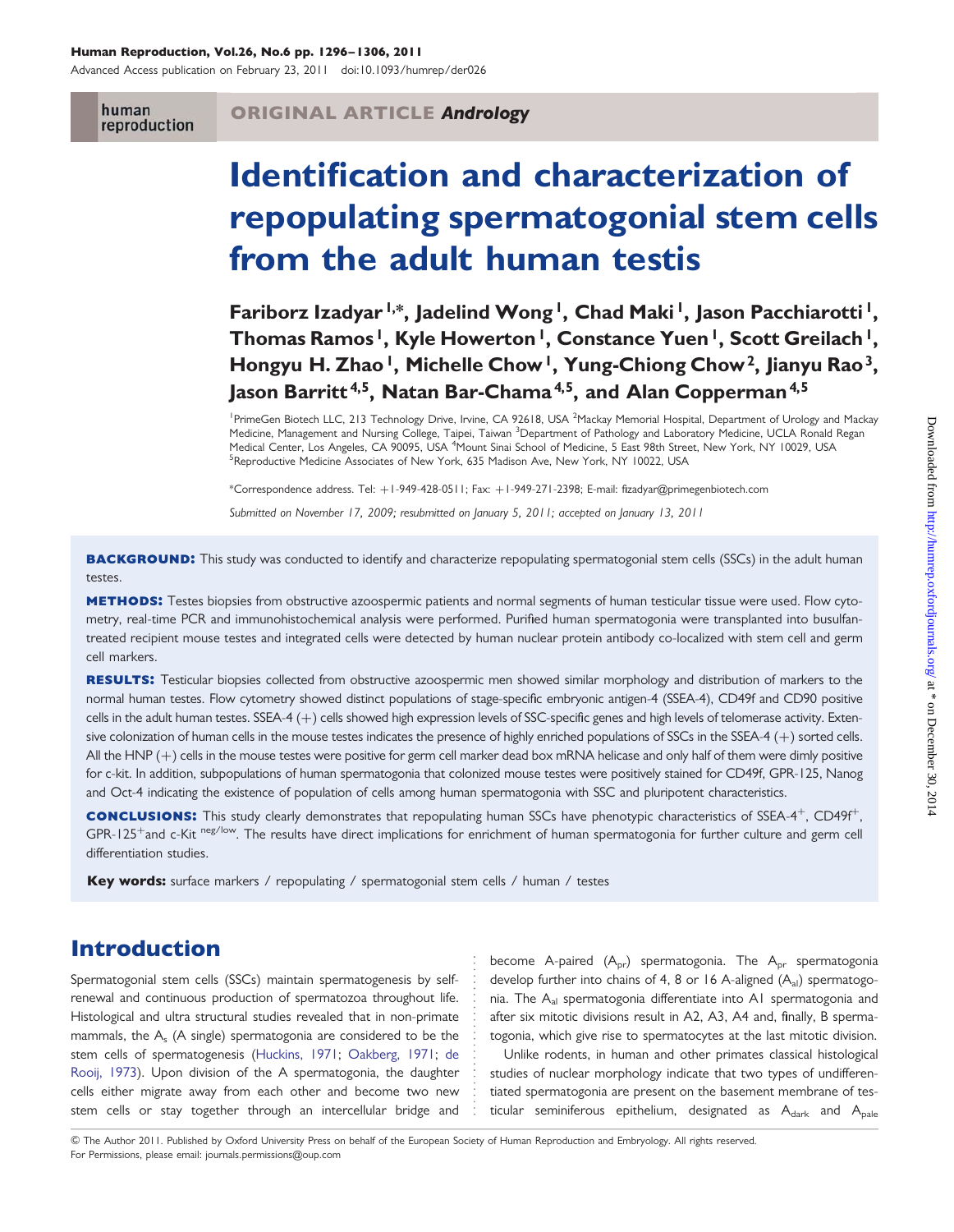ORIGINAL ARTICLE *Andrology*

# Identification and characterization of repopulating spermatogonial stem cells from the adult human testis

**Fariborz Izadyar[1,*], Jadelind Wong[1], Chad Maki[1], Jason Pacchiarotti[1], Thomas Ramos[1], Kyle Howerton[1], Constance Yuen[1], Scott Greilach[1], Hongyu H. Zhao[1], Michelle Chow[1], Yung-Chiong Chow[2], Jianyu Rao[3], Jason Barritt[4,5], Natan Bar-Chama[4,5], and Alan Copperman[4,5]**

[1]PrimeGen Biotech LLC, 213 Technology Drive, Irvine, CA 92618, USA [2]Mackay Memorial Hospital, Department of Urology and Mackay Medicine, Management and Nursing College, Taipei, Taiwan [3]Department of Pathology and Laboratory Medicine, UCLA Ronald Regan Medical Center, Los Angeles, CA 90095, USA [4]Mount Sinai School of Medicine, 5 East 98th Street, New York, NY 10029, USA [5]Reproductive Medicine Associates of New York, 635 Madison Ave, New York, NY 10022, USA

*Correspondence address. Tel: +1-949-428-0511; Fax: +1-949-271-2398; E-mail: fizadyar@primegenbiotech.com

*Submitted on November 17, 2009; resubmitted on January 5, 2011; accepted on January 13, 2011*

**BACKGROUND:** This study was conducted to identify and characterize repopulating spermatogonial stem cells (SSCs) in the adult human testes.

**METHODS:** Testes biopsies from obstructive azoospermic patients and normal segments of human testicular tissue were used. Flow cytometry, real-time PCR and immunohistochemical analysis were performed. Purified human spermatogonia were transplanted into busulfan-treated recipient mouse testes and integrated cells were detected by human nuclear protein antibody co-localized with stem cell and germ cell markers.

**RESULTS:** Testicular biopsies collected from obstructive azoospermic men showed similar morphology and distribution of markers to the normal human testes. Flow cytometry showed distinct populations of stage-specific embryonic antigen-4 (SSEA-4), CD49f and CD90 positive cells in the adult human testes. SSEA-4 (+) cells showed high expression levels of SSC-specific genes and high levels of telomerase activity. Extensive colonization of human cells in the mouse testes indicates the presence of highly enriched populations of SSCs in the SSEA-4 (+) sorted cells. All the HNP (+) cells in the mouse testes were positive for germ cell marker dead box mRNA helicase and only half of them were dimly positive for c-kit. In addition, subpopulations of human spermatogonia that colonized mouse testes were positively stained for CD49f, GPR-125, Nanog and Oct-4 indicating the existence of population of cells among human spermatogonia with SSC and pluripotent characteristics.

**CONCLUSIONS:** This study clearly demonstrates that repopulating human SSCs have phenotypic characteristics of SSEA-4$^{+}$, CD49f$^{+}$, GPR-125$^{+}$and c-Kit $^{neg/low}$. The results have direct implications for enrichment of human spermatogonia for further culture and germ cell differentiation studies.

**Key words:** surface markers / repopulating / spermatogonial stem cells / human / testes

## Introduction

Spermatogonial stem cells (SSCs) maintain spermatogenesis by self-renewal and continuous production of spermatozoa throughout life. Histological and ultra structural studies revealed that in non-primate mammals, the $A_s$ (A single) spermatogonia are considered to be the stem cells of spermatogenesis (Huckins, 1971; Oakberg, 1971; de Rooij, 1973). Upon division of the A spermatogonia, the daughter cells either migrate away from each other and become two new stem cells or stay together through an intercellular bridge and become A-paired ($A_{pr}$) spermatogonia. The $A_{pr}$ spermatogonia develop further into chains of 4, 8 or 16 A-aligned ($A_{al}$) spermatogonia. The $A_{al}$ spermatogonia differentiate into A1 spermatogonia and after six mitotic divisions result in A2, A3, A4 and, finally, B spermatogonia, which give rise to spermatocytes at the last mitotic division.

Unlike rodents, in human and other primates classical histological studies of nuclear morphology indicate that two types of undifferentiated spermatogonia are present on the basement membrane of testicular seminiferous epithelium, designated as $A_{dark}$ and $A_{pale}$

© The Author 2011. Published by Oxford University Press on behalf of the European Society of Human Reproduction and Embryology. All rights reserved. For Permissions, please email: journals.permissions@oup.com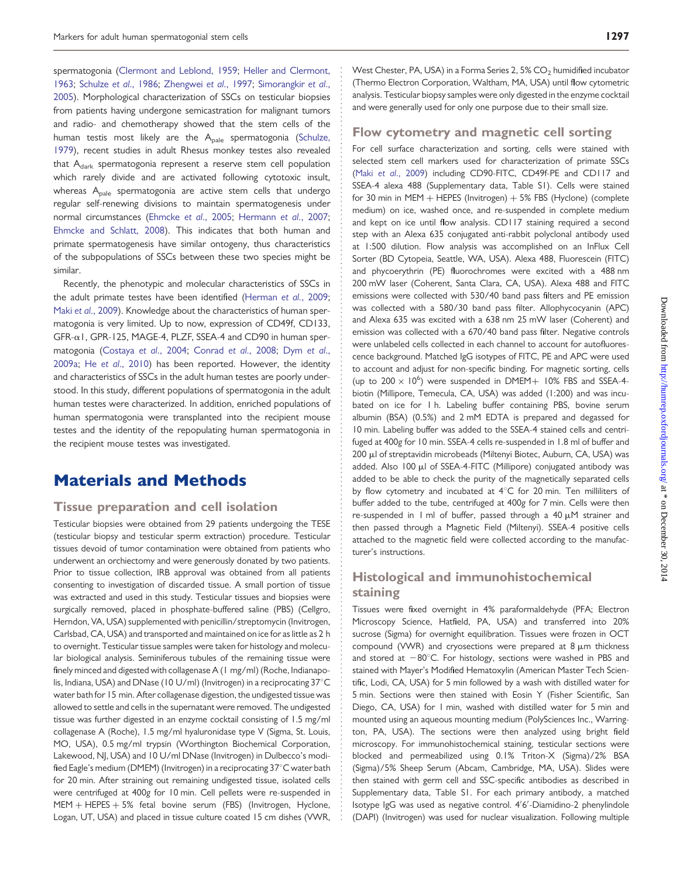spermatogonia (Clermont and Leblond, 1959; Heller and Clermont, 1963; Schulze et al., 1986; Zhengwei et al., 1997; Simorangkir et al., 2005). Morphological characterization of SSCs on testicular biopsies from patients having undergone semicastration for malignant tumors and radio- and chemotherapy showed that the stem cells of the human testis most likely are the $A_{pale}$ spermatogonia (Schulze, 1979), recent studies in adult Rhesus monkey testes also revealed that $A_{dark}$ spermatogonia represent a reserve stem cell population which rarely divide and are activated following cytotoxic insult, whereas $A_{pale}$ spermatogonia are active stem cells that undergo regular self-renewing divisions to maintain spermatogenesis under normal circumstances (Ehmcke et al., 2005; Hermann et al., 2007; Ehmcke and Schlatt, 2008). This indicates that both human and primate spermatogenesis have similar ontogeny, thus characteristics of the subpopulations of SSCs between these two species might be similar.

Recently, the phenotypic and molecular characteristics of SSCs in the adult primate testes have been identified (Herman et al., 2009; Maki et al., 2009). Knowledge about the characteristics of human spermatogonia is very limited. Up to now, expression of CD49f, CD133, GFR-α1, GPR-125, MAGE-4, PLZF, SSEA-4 and CD90 in human spermatogonia (Costaya et al., 2004; Conrad et al., 2008; Dym et al., 2009a; He et al., 2010) has been reported. However, the identity and characteristics of SSCs in the adult human testes are poorly understood. In this study, different populations of spermatogonia in the adult human testes were characterized. In addition, enriched populations of human spermatogonia were transplanted into the recipient mouse testes and the identity of the repopulating human spermatogonia in the recipient mouse testes was investigated.

# Materials and Methods

## Tissue preparation and cell isolation

Testicular biopsies were obtained from 29 patients undergoing the TESE (testicular biopsy and testicular sperm extraction) procedure. Testicular tissues devoid of tumor contamination were obtained from patients who underwent an orchiectomy and were generously donated by two patients. Prior to tissue collection, IRB approval was obtained from all patients consenting to investigation of discarded tissue. A small portion of tissue was extracted and used in this study. Testicular tissues and biopsies were surgically removed, placed in phosphate-buffered saline (PBS) (Cellgro, Herndon, VA, USA) supplemented with penicillin/streptomycin (Invitrogen, Carlsbad, CA, USA) and transported and maintained on ice for as little as 2 h to overnight. Testicular tissue samples were taken for histology and molecular biological analysis. Seminiferous tubules of the remaining tissue were finely minced and digested with collagenase A (1 mg/ml) (Roche, Indianapolis, Indiana, USA) and DNase (10 U/ml) (Invitrogen) in a reciprocating 37°C water bath for 15 min. After collagenase digestion, the undigested tissue was allowed to settle and cells in the supernatant were removed. The undigested tissue was further digested in an enzyme cocktail consisting of 1.5 mg/ml collagenase A (Roche), 1.5 mg/ml hyaluronidase type V (Sigma, St. Louis, MO, USA), 0.5 mg/ml trypsin (Worthington Biochemical Corporation, Lakewood, NJ, USA) and 10 U/ml DNase (Invitrogen) in Dulbecco's modified Eagle's medium (DMEM) (Invitrogen) in a reciprocating 37°C water bath for 20 min. After straining out remaining undigested tissue, isolated cells were centrifuged at 400g for 10 min. Cell pellets were re-suspended in MEM + HEPES + 5% fetal bovine serum (FBS) (Invitrogen, Hyclone, Logan, UT, USA) and placed in tissue culture coated 15 cm dishes (VWR, West Chester, PA, USA) in a Forma Series 2, 5% $CO_2$ humidified incubator (Thermo Electron Corporation, Waltham, MA, USA) until flow cytometric analysis. Testicular biopsy samples were only digested in the enzyme cocktail and were generally used for only one purpose due to their small size.

## Flow cytometry and magnetic cell sorting

For cell surface characterization and sorting, cells were stained with selected stem cell markers used for characterization of primate SSCs (Maki et al., 2009) including CD90-FITC, CD49f-PE and CD117 and SSEA-4 alexa 488 (Supplementary data, Table S1). Cells were stained for 30 min in MEM + HEPES (Invitrogen) + 5% FBS (Hyclone) (complete medium) on ice, washed once, and re-suspended in complete medium and kept on ice until flow analysis. CD117 staining required a second step with an Alexa 635 conjugated anti-rabbit polyclonal antibody used at 1:500 dilution. Flow analysis was accomplished on an InFlux Cell Sorter (BD Cytopeia, Seattle, WA, USA). Alexa 488, Fluorescein (FITC) and phycoerythrin (PE) fluorochromes were excited with a 488 nm 200 mW laser (Coherent, Santa Clara, CA, USA). Alexa 488 and FITC emissions were collected with 530/40 band pass filters and PE emission was collected with a 580/30 band pass filter. Allophycocyanin (APC) and Alexa 635 was excited with a 638 nm 25 mW laser (Coherent) and emission was collected with a 670/40 band pass filter. Negative controls were unlabeled cells collected in each channel to account for autofluorescence background. Matched IgG isotypes of FITC, PE and APC were used to account and adjust for non-specific binding. For magnetic sorting, cells (up to $200 \times 10^6$) were suspended in DMEM+ 10% FBS and SSEA-4-biotin (Millipore, Temecula, CA, USA) was added (1:200) and was incubated on ice for 1 h. Labeling buffer containing PBS, bovine serum albumin (BSA) (0.5%) and 2 mM EDTA is prepared and degassed for 10 min. Labeling buffer was added to the SSEA-4 stained cells and centrifuged at 400g for 10 min. SSEA-4 cells re-suspended in 1.8 ml of buffer and 200 µl of streptavidin microbeads (Miltenyi Biotec, Auburn, CA, USA) was added. Also 100 µl of SSEA-4-FITC (Millipore) conjugated antibody was added to be able to check the purity of the magnetically separated cells by flow cytometry and incubated at 4°C for 20 min. Ten milliliters of buffer added to the tube, centrifuged at 400g for 7 min. Cells were then re-suspended in 1 ml of buffer, passed through a 40 µM strainer and then passed through a Magnetic Field (Miltenyi). SSEA-4 positive cells attached to the magnetic field were collected according to the manufacturer's instructions.

## Histological and immunohistochemical staining

Tissues were fixed overnight in 4% paraformaldehyde (PFA; Electron Microscopy Science, Hatfield, PA, USA) and transferred into 20% sucrose (Sigma) for overnight equilibration. Tissues were frozen in OCT compound (VWR) and cryosections were prepared at 8 µm thickness and stored at −80°C. For histology, sections were washed in PBS and stained with Mayer's Modified Hematoxylin (American Master Tech Scientific, Lodi, CA, USA) for 5 min followed by a wash with distilled water for 5 min. Sections were then stained with Eosin Y (Fisher Scientific, San Diego, CA, USA) for 1 min, washed with distilled water for 5 min and mounted using an aqueous mounting medium (PolySciences Inc., Warrington, PA, USA). The sections were then analyzed using bright field microscopy. For immunohistochemical staining, testicular sections were blocked and permeabilized using 0.1% Triton-X (Sigma)/2% BSA (Sigma)/5% Sheep Serum (Abcam, Cambridge, MA, USA). Slides were then stained with germ cell and SSC-specific antibodies as described in Supplementary data, Table S1. For each primary antibody, a matched Isotype IgG was used as negative control. 4′6′-Diamidino-2 phenylindole (DAPI) (Invitrogen) was used for nuclear visualization. Following multiple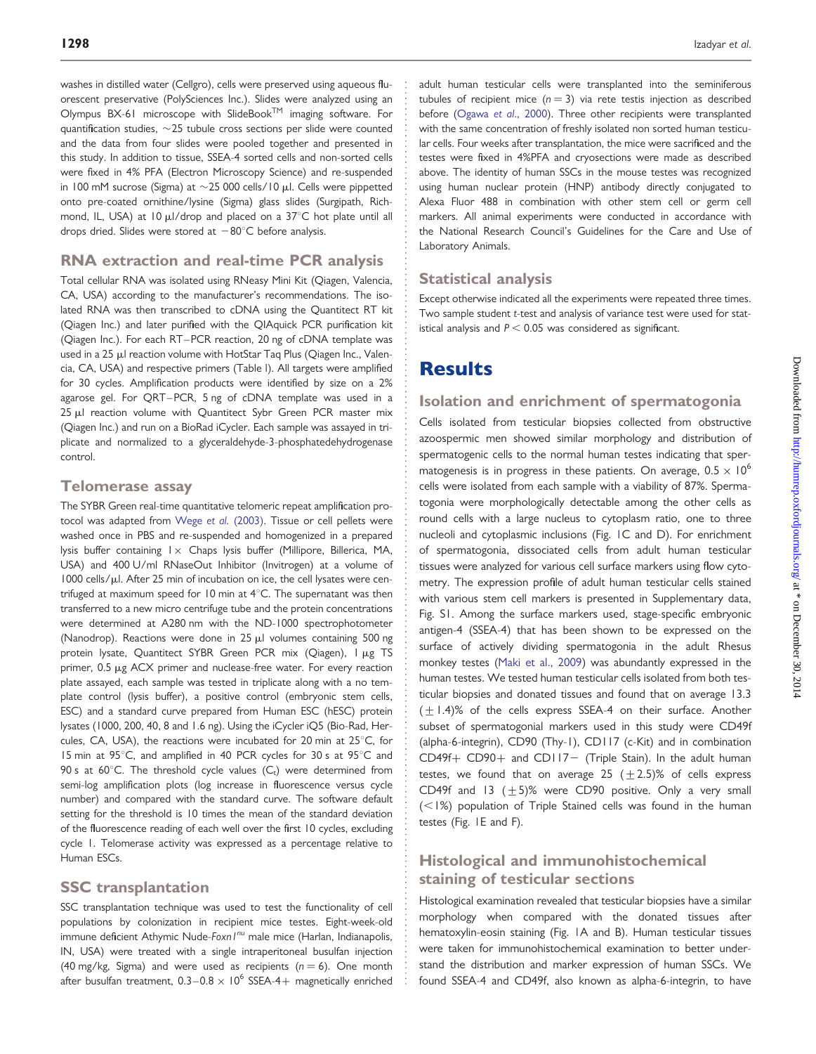washes in distilled water (Cellgro), cells were preserved using aqueous fluorescent preservative (PolySciences Inc.). Slides were analyzed using an Olympus BX-61 microscope with SlideBook™ imaging software. For quantification studies, ~25 tubule cross sections per slide were counted and the data from four slides were pooled together and presented in this study. In addition to tissue, SSEA-4 sorted cells and non-sorted cells were fixed in 4% PFA (Electron Microscopy Science) and re-suspended in 100 mM sucrose (Sigma) at ~25 000 cells/10 µl. Cells were pippetted onto pre-coated ornithine/lysine (Sigma) glass slides (Surgipath, Richmond, IL, USA) at 10 µl/drop and placed on a 37°C hot plate until all drops dried. Slides were stored at −80°C before analysis.

## RNA extraction and real-time PCR analysis

Total cellular RNA was isolated using RNeasy Mini Kit (Qiagen, Valencia, CA, USA) according to the manufacturer's recommendations. The isolated RNA was then transcribed to cDNA using the Quantitect RT kit (Qiagen Inc.) and later purified with the QIAquick PCR purification kit (Qiagen Inc.). For each RT–PCR reaction, 20 ng of cDNA template was used in a 25 µl reaction volume with HotStar Taq Plus (Qiagen Inc., Valencia, CA, USA) and respective primers (Table I). All targets were amplified for 30 cycles. Amplification products were identified by size on a 2% agarose gel. For QRT–PCR, 5 ng of cDNA template was used in a 25 µl reaction volume with Quantitect Sybr Green PCR master mix (Qiagen Inc.) and run on a BioRad iCycler. Each sample was assayed in triplicate and normalized to a glyceraldehyde-3-phosphatedehydrogenase control.

## Telomerase assay

The SYBR Green real-time quantitative telomeric repeat amplification protocol was adapted from Wege *et al.* (2003). Tissue or cell pellets were washed once in PBS and re-suspended and homogenized in a prepared lysis buffer containing 1× Chaps lysis buffer (Millipore, Billerica, MA, USA) and 400 U/ml RNaseOut Inhibitor (Invitrogen) at a volume of 1000 cells/µl. After 25 min of incubation on ice, the cell lysates were centrifuged at maximum speed for 10 min at 4°C. The supernatant was then transferred to a new micro centrifuge tube and the protein concentrations were determined at A280 nm with the ND-1000 spectrophotometer (Nanodrop). Reactions were done in 25 µl volumes containing 500 ng protein lysate, Quantitect SYBR Green PCR mix (Qiagen), 1 µg TS primer, 0.5 µg ACX primer and nuclease-free water. For every reaction plate assayed, each sample was tested in triplicate along with a no template control (lysis buffer), a positive control (embryonic stem cells, ESC) and a standard curve prepared from Human ESC (hESC) protein lysates (1000, 200, 40, 8 and 1.6 ng). Using the iCycler iQ5 (Bio-Rad, Hercules, CA, USA), the reactions were incubated for 20 min at 25°C, for 15 min at 95°C, and amplified in 40 PCR cycles for 30 s at 95°C and 90 s at 60°C. The threshold cycle values ($C_t$) were determined from semi-log amplification plots (log increase in fluorescence versus cycle number) and compared with the standard curve. The software default setting for the threshold is 10 times the mean of the standard deviation of the fluorescence reading of each well over the first 10 cycles, excluding cycle 1. Telomerase activity was expressed as a percentage relative to Human ESCs.

## SSC transplantation

SSC transplantation technique was used to test the functionality of cell populations by colonization in recipient mice testes. Eight-week-old immune deficient Athymic Nude-*Foxn1^nu* male mice (Harlan, Indianapolis, IN, USA) were treated with a single intraperitoneal busulfan injection (40 mg/kg, Sigma) and were used as recipients ($n = 6$). One month after busulfan treatment, 0.3–0.8 × $10^6$ SSEA-4+ magnetically enriched adult human testicular cells were transplanted into the seminiferous tubules of recipient mice ($n = 3$) via rete testis injection as described before (Ogawa *et al.*, 2000). Three other recipients were transplanted with the same concentration of freshly isolated non sorted human testicular cells. Four weeks after transplantation, the mice were sacrificed and the testes were fixed in 4%PFA and cryosections were made as described above. The identity of human SSCs in the mouse testes was recognized using human nuclear protein (HNP) antibody directly conjugated to Alexa Fluor 488 in combination with other stem cell or germ cell markers. All animal experiments were conducted in accordance with the National Research Council's Guidelines for the Care and Use of Laboratory Animals.

## Statistical analysis

Except otherwise indicated all the experiments were repeated three times. Two sample student *t*-test and analysis of variance test were used for statistical analysis and $P < 0.05$ was considered as significant.

# Results

## Isolation and enrichment of spermatogonia

Cells isolated from testicular biopsies collected from obstructive azoospermic men showed similar morphology and distribution of spermatogenic cells to the normal human testes indicating that spermatogenesis is in progress in these patients. On average, 0.5 × $10^6$ cells were isolated from each sample with a viability of 87%. Spermatogonia were morphologically detectable among the other cells as round cells with a large nucleus to cytoplasm ratio, one to three nucleoli and cytoplasmic inclusions (Fig. 1C and D). For enrichment of spermatogonia, dissociated cells from adult human testicular tissues were analyzed for various cell surface markers using flow cytometry. The expression profile of adult human testicular cells stained with various stem cell markers is presented in Supplementary data, Fig. S1. Among the surface markers used, stage-specific embryonic antigen-4 (SSEA-4) that has been shown to be expressed on the surface of actively dividing spermatogonia in the adult Rhesus monkey testes (Maki et al., 2009) was abundantly expressed in the human testes. We tested human testicular cells isolated from both testicular biopsies and donated tissues and found that on average 13.3 (±1.4)% of the cells express SSEA-4 on their surface. Another subset of spermatogonial markers used in this study were CD49f (alpha-6-integrin), CD90 (Thy-1), CD117 (c-Kit) and in combination CD49f+ CD90+ and CD117− (Triple Stain). In the adult human testes, we found that on average 25 (±2.5)% of cells express CD49f and 13 (±5)% were CD90 positive. Only a very small (<1%) population of Triple Stained cells was found in the human testes (Fig. 1E and F).

## Histological and immunohistochemical staining of testicular sections

Histological examination revealed that testicular biopsies have a similar morphology when compared with the donated tissues after hematoxylin-eosin staining (Fig. 1A and B). Human testicular tissues were taken for immunohistochemical examination to better understand the distribution and marker expression of human SSCs. We found SSEA-4 and CD49f, also known as alpha-6-integrin, to have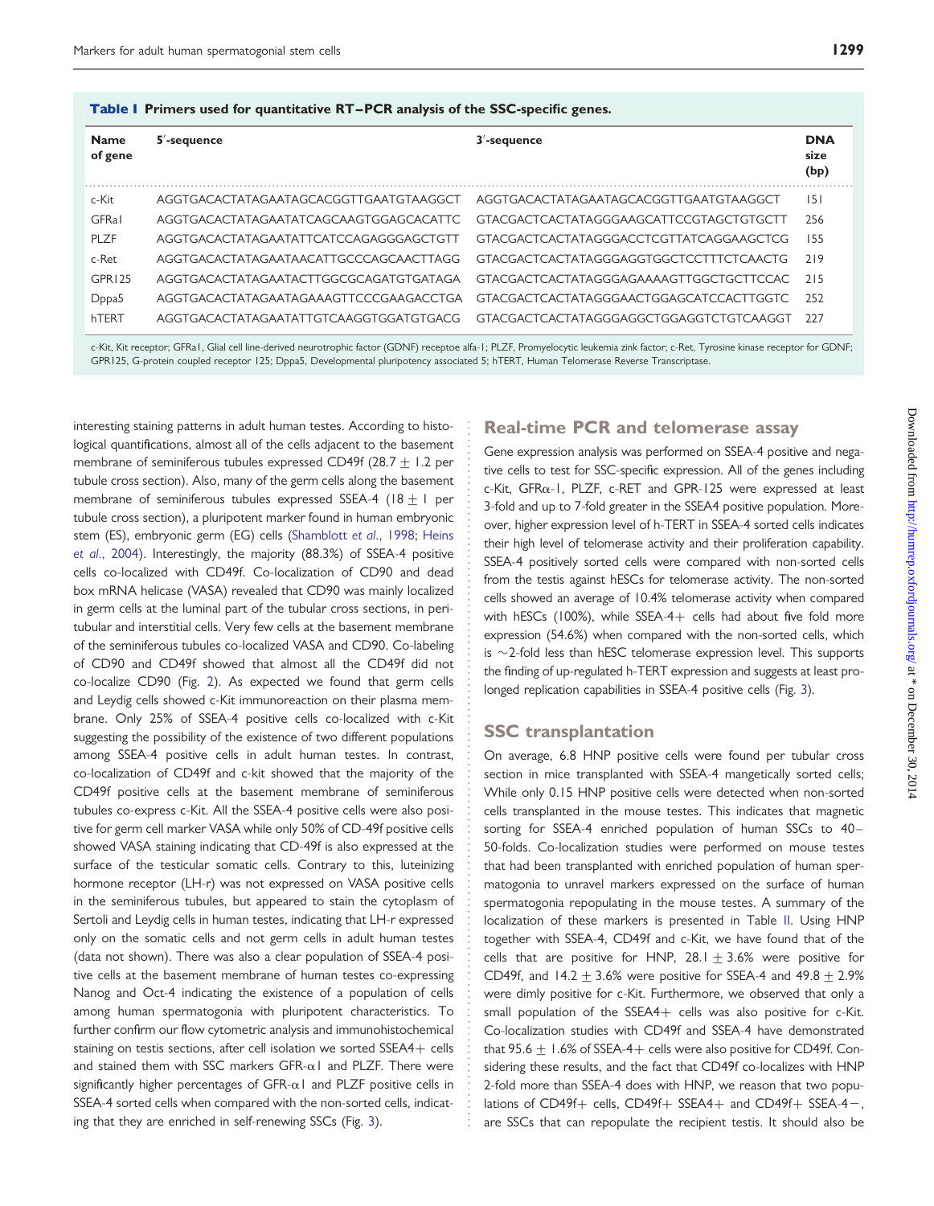**Table I Primers used for quantitative RT–PCR analysis of the SSC-specific genes.**

| Name of gene | 5′-sequence | 3′-sequence | DNA size (bp) |
|---|---|---|---|
| c-Kit | AGGTGACACTATAGAATAGCACGGTTGAATGTAAGGCT | AGGTGACACTATAGAATAGCACGGTTGAATGTAAGGCT | 151 |
| GFRa1 | AGGTGACACTATAGAATATCAGCAAGTGGAGCACATTC | GTACGACTCACTATAGGGAAGCATTCCGTAGCTGTGCTT | 256 |
| PLZF | AGGTGACACTATAGAATATTCATCCAGAGGGAGCTGTT | GTACGACTCACTATAGGGACCTCGTTATCAGGAAGCTCG | 155 |
| c-Ret | AGGTGACACTATAGAATAACATTGCCCAGCAACTTAGG | GTACGACTCACTATAGGGAGGTGGCTCCTTTCTCAACTG | 219 |
| GPR125 | AGGTGACACTATAGAATACTTGGCGCAGATGTGATAGA | GTACGACTCACTATAGGGAGAAAAGTTGGCTGCTTCCAC | 215 |
| Dppa5 | AGGTGACACTATAGAATAGAAAGTTCCCGAAGACCTGA | GTACGACTCACTATAGGGAACTGGAGCATCCACTTGGTC | 252 |
| hTERT | AGGTGACACTATAGAATATTGTCAAGGTGGATGTGACG | GTACGACTCACTATAGGGAGGCTGGAGGTCTGTCAAGGT | 227 |

c-Kit, Kit receptor; GFRa1, Glial cell line-derived neurotrophic factor (GDNF) receptoe alfa-1; PLZF, Promyelocytic leukemia zink factor; c-Ret, Tyrosine kinase receptor for GDNF; GPR125, G-protein coupled receptor 125; Dppa5, Developmental pluripotency associated 5; hTERT, Human Telomerase Reverse Transcriptase.

interesting staining patterns in adult human testes. According to histological quantifications, almost all of the cells adjacent to the basement membrane of seminiferous tubules expressed CD49f (28.7 ± 1.2 per tubule cross section). Also, many of the germ cells along the basement membrane of seminiferous tubules expressed SSEA-4 (18 ± 1 per tubule cross section), a pluripotent marker found in human embryonic stem (ES), embryonic germ (EG) cells (Shamblott *et al*., 1998; Heins *et al*., 2004). Interestingly, the majority (88.3%) of SSEA-4 positive cells co-localized with CD49f. Co-localization of CD90 and dead box mRNA helicase (VASA) revealed that CD90 was mainly localized in germ cells at the luminal part of the tubular cross sections, in peritubular and interstitial cells. Very few cells at the basement membrane of the seminiferous tubules co-localized VASA and CD90. Co-labeling of CD90 and CD49f showed that almost all the CD49f did not co-localize CD90 (Fig. 2). As expected we found that germ cells and Leydig cells showed c-Kit immunoreaction on their plasma membrane. Only 25% of SSEA-4 positive cells co-localized with c-Kit suggesting the possibility of the existence of two different populations among SSEA-4 positive cells in adult human testes. In contrast, co-localization of CD49f and c-kit showed that the majority of the CD49f positive cells at the basement membrane of seminiferous tubules co-express c-Kit. All the SSEA-4 positive cells were also positive for germ cell marker VASA while only 50% of CD-49f positive cells showed VASA staining indicating that CD-49f is also expressed at the surface of the testicular somatic cells. Contrary to this, luteinizing hormone receptor (LH-r) was not expressed on VASA positive cells in the seminiferous tubules, but appeared to stain the cytoplasm of Sertoli and Leydig cells in human testes, indicating that LH-r expressed only on the somatic cells and not germ cells in adult human testes (data not shown). There was also a clear population of SSEA-4 positive cells at the basement membrane of human testes co-expressing Nanog and Oct-4 indicating the existence of a population of cells among human spermatogonia with pluripotent characteristics. To further confirm our flow cytometric analysis and immunohistochemical staining on testis sections, after cell isolation we sorted SSEA4+ cells and stained them with SSC markers GFR-α1 and PLZF. There were significantly higher percentages of GFR-α1 and PLZF positive cells in SSEA-4 sorted cells when compared with the non-sorted cells, indicating that they are enriched in self-renewing SSCs (Fig. 3).

## Real-time PCR and telomerase assay

Gene expression analysis was performed on SSEA-4 positive and negative cells to test for SSC-specific expression. All of the genes including c-Kit, GFRα-1, PLZF, c-RET and GPR-125 were expressed at least 3-fold and up to 7-fold greater in the SSEA4 positive population. Moreover, higher expression level of h-TERT in SSEA-4 sorted cells indicates their high level of telomerase activity and their proliferation capability. SSEA-4 positively sorted cells were compared with non-sorted cells from the testis against hESCs for telomerase activity. The non-sorted cells showed an average of 10.4% telomerase activity when compared with hESCs (100%), while SSEA-4+ cells had about five fold more expression (54.6%) when compared with the non-sorted cells, which is ∼2-fold less than hESC telomerase expression level. This supports the finding of up-regulated h-TERT expression and suggests at least prolonged replication capabilities in SSEA-4 positive cells (Fig. 3).

## SSC transplantation

On average, 6.8 HNP positive cells were found per tubular cross section in mice transplanted with SSEA-4 mangetically sorted cells; While only 0.15 HNP positive cells were detected when non-sorted cells transplanted in the mouse testes. This indicates that magnetic sorting for SSEA-4 enriched population of human SSCs to 40–50-folds. Co-localization studies were performed on mouse testes that had been transplanted with enriched population of human spermatogonia to unravel markers expressed on the surface of human spermatogonia repopulating in the mouse testes. A summary of the localization of these markers is presented in Table II. Using HNP together with SSEA-4, CD49f and c-Kit, we have found that of the cells that are positive for HNP, 28.1 ± 3.6% were positive for CD49f, and 14.2 ± 3.6% were positive for SSEA-4 and 49.8 ± 2.9% were dimly positive for c-Kit. Furthermore, we observed that only a small population of the SSEA4+ cells was also positive for c-Kit. Co-localization studies with CD49f and SSEA-4 have demonstrated that 95.6 ± 1.6% of SSEA-4+ cells were also positive for CD49f. Considering these results, and the fact that CD49f co-localizes with HNP 2-fold more than SSEA-4 does with HNP, we reason that two populations of CD49f+ cells, CD49f+ SSEA4+ and CD49f+ SSEA-4−, are SSCs that can repopulate the recipient testis. It should also be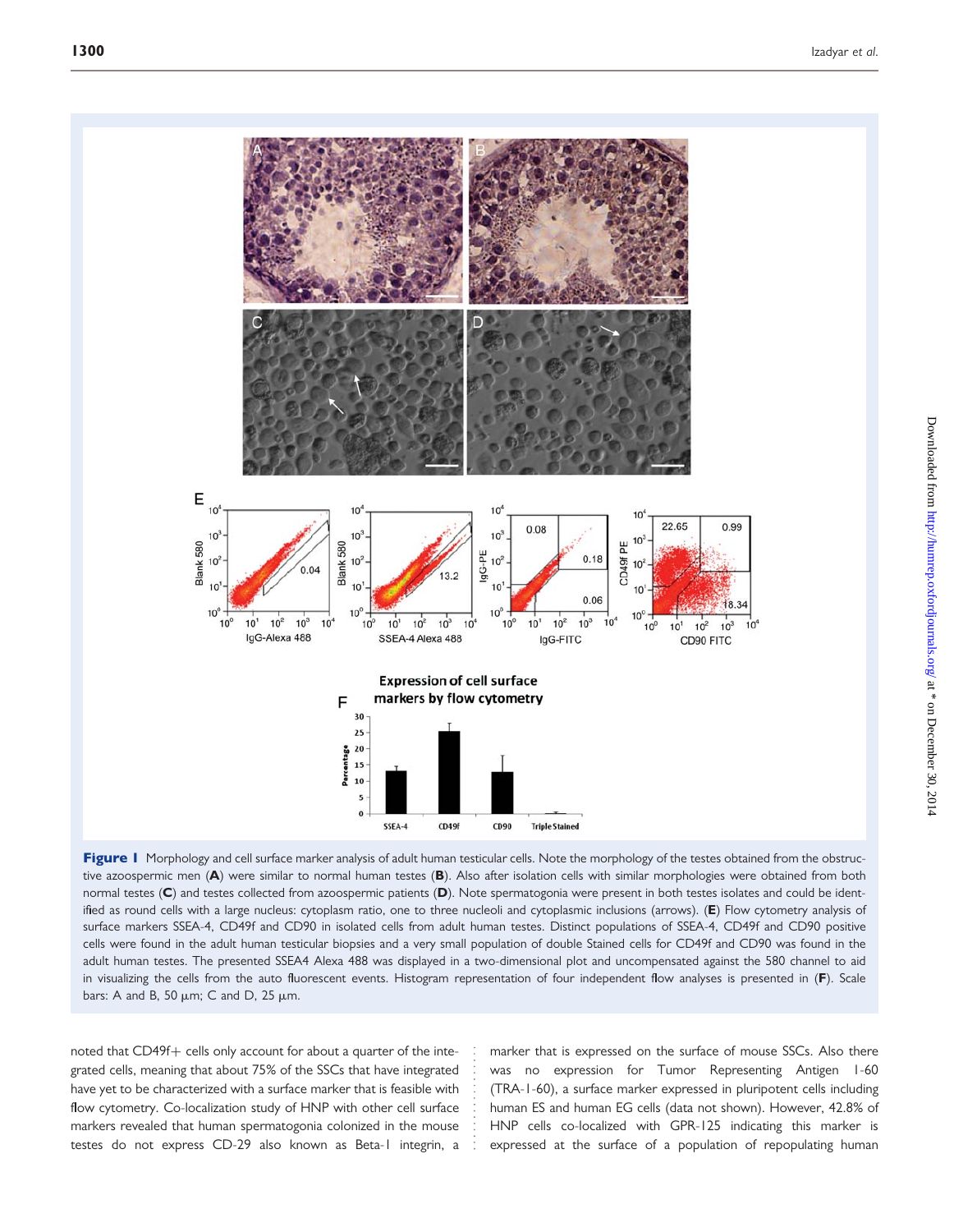**Figure 1** Morphology and cell surface marker analysis of adult human testicular cells. Note the morphology of the testes obtained from the obstructive azoospermic men (**A**) were similar to normal human testes (**B**). Also after isolation cells with similar morphologies were obtained from both normal testes (**C**) and testes collected from azoospermic patients (**D**). Note spermatogonia were present in both testes isolates and could be identified as round cells with a large nucleus: cytoplasm ratio, one to three nucleoli and cytoplasmic inclusions (arrows). (**E**) Flow cytometry analysis of surface markers SSEA-4, CD49f and CD90 in isolated cells from adult human testes. Distinct populations of SSEA-4, CD49f and CD90 positive cells were found in the adult human testicular biopsies and a very small population of double Stained cells for CD49f and CD90 was found in the adult human testes. The presented SSEA4 Alexa 488 was displayed in a two-dimensional plot and uncompensated against the 580 channel to aid in visualizing the cells from the auto fluorescent events. Histogram representation of four independent flow analyses is presented in (**F**). Scale bars: A and B, 50 μm; C and D, 25 μm.

noted that CD49f+ cells only account for about a quarter of the integrated cells, meaning that about 75% of the SSCs that have integrated have yet to be characterized with a surface marker that is feasible with flow cytometry. Co-localization study of HNP with other cell surface markers revealed that human spermatogonia colonized in the mouse testes do not express CD-29 also known as Beta-1 integrin, a marker that is expressed on the surface of mouse SSCs. Also there was no expression for Tumor Representing Antigen 1-60 (TRA-1-60), a surface marker expressed in pluripotent cells including human ES and human EG cells (data not shown). However, 42.8% of HNP cells co-localized with GPR-125 indicating this marker is expressed at the surface of a population of repopulating human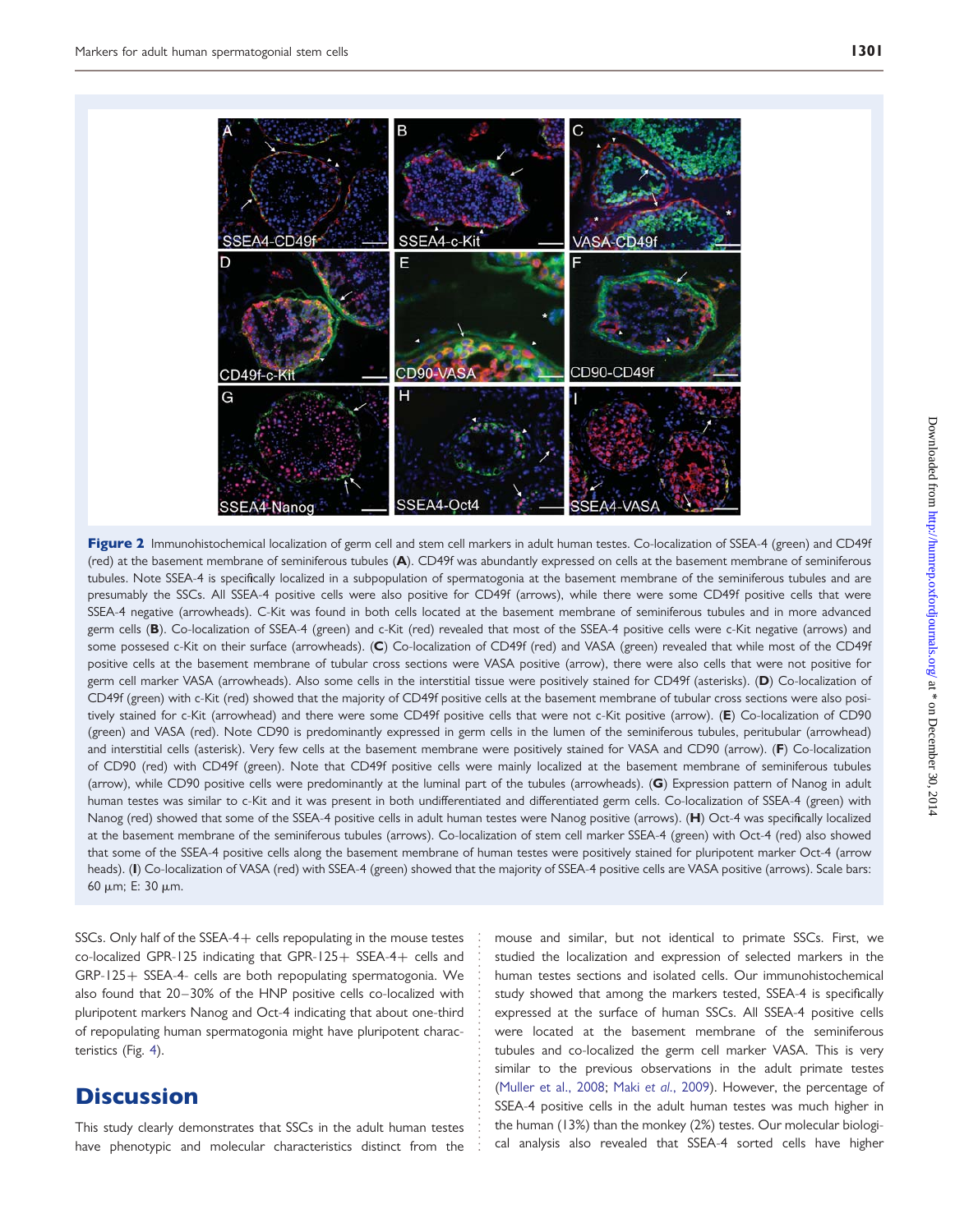**Figure 2** Immunohistochemical localization of germ cell and stem cell markers in adult human testes. Co-localization of SSEA-4 (green) and CD49f (red) at the basement membrane of seminiferous tubules (**A**). CD49f was abundantly expressed on cells at the basement membrane of seminiferous tubules. Note SSEA-4 is specifically localized in a subpopulation of spermatogonia at the basement membrane of the seminiferous tubules and are presumably the SSCs. All SSEA-4 positive cells were also positive for CD49f (arrows), while there were some CD49f positive cells that were SSEA-4 negative (arrowheads). C-Kit was found in both cells located at the basement membrane of seminiferous tubules and in more advanced germ cells (**B**). Co-localization of SSEA-4 (green) and c-Kit (red) revealed that most of the SSEA-4 positive cells were c-Kit negative (arrows) and some possessed c-Kit on their surface (arrowheads). (**C**) Co-localization of CD49f (red) and VASA (green) revealed that while most of the CD49f positive cells at the basement membrane of tubular cross sections were VASA positive (arrow), there were also cells that were not positive for germ cell marker VASA (arrowheads). Also some cells in the interstitial tissue were positively stained for CD49f (asterisks). (**D**) Co-localization of CD49f (green) with c-Kit (red) showed that the majority of CD49f positive cells at the basement membrane of tubular cross sections were also positively stained for c-Kit (arrowhead) and there were some CD49f positive cells that were not c-Kit positive (arrow). (**E**) Co-localization of CD90 (green) and VASA (red). Note CD90 is predominantly expressed in germ cells in the lumen of the seminiferous tubules, peritubular (arrowhead) and interstitial cells (asterisk). Very few cells at the basement membrane were positively stained for VASA and CD90 (arrow). (**F**) Co-localization of CD90 (red) with CD49f (green). Note that CD49f positive cells were mainly localized at the basement membrane of seminiferous tubules (arrow), while CD90 positive cells were predominantly at the luminal part of the tubules (arrowheads). (**G**) Expression pattern of Nanog in adult human testes was similar to c-Kit and it was present in both undifferentiated and differentiated germ cells. Co-localization of SSEA-4 (green) with Nanog (red) showed that some of the SSEA-4 positive cells in adult human testes were Nanog positive (arrows). (**H**) Oct-4 was specifically localized at the basement membrane of the seminiferous tubules (arrows). Co-localization of stem cell marker SSEA-4 (green) with Oct-4 (red) also showed that some of the SSEA-4 positive cells along the basement membrane of human testes were positively stained for pluripotent marker Oct-4 (arrow heads). (**I**) Co-localization of VASA (red) with SSEA-4 (green) showed that the majority of SSEA-4 positive cells are VASA positive (arrows). Scale bars: 60 µm; E: 30 µm.

SSCs. Only half of the SSEA-4+ cells repopulating in the mouse testes co-localized GPR-125 indicating that GPR-125+ SSEA-4+ cells and GRP-125+ SSEA-4- cells are both repopulating spermatogonia. We also found that 20–30% of the HNP positive cells co-localized with pluripotent markers Nanog and Oct-4 indicating that about one-third of repopulating human spermatogonia might have pluripotent characteristics (Fig. 4).

# Discussion

This study clearly demonstrates that SSCs in the adult human testes have phenotypic and molecular characteristics distinct from the mouse and similar, but not identical to primate SSCs. First, we studied the localization and expression of selected markers in the human testes sections and isolated cells. Our immunohistochemical study showed that among the markers tested, SSEA-4 is specifically expressed at the surface of human SSCs. All SSEA-4 positive cells were located at the basement membrane of the seminiferous tubules and co-localized the germ cell marker VASA. This is very similar to the previous observations in the adult primate testes (Muller et al., 2008; Maki *et al.*, 2009). However, the percentage of SSEA-4 positive cells in the adult human testes was much higher in the human (13%) than the monkey (2%) testes. Our molecular biological analysis also revealed that SSEA-4 sorted cells have higher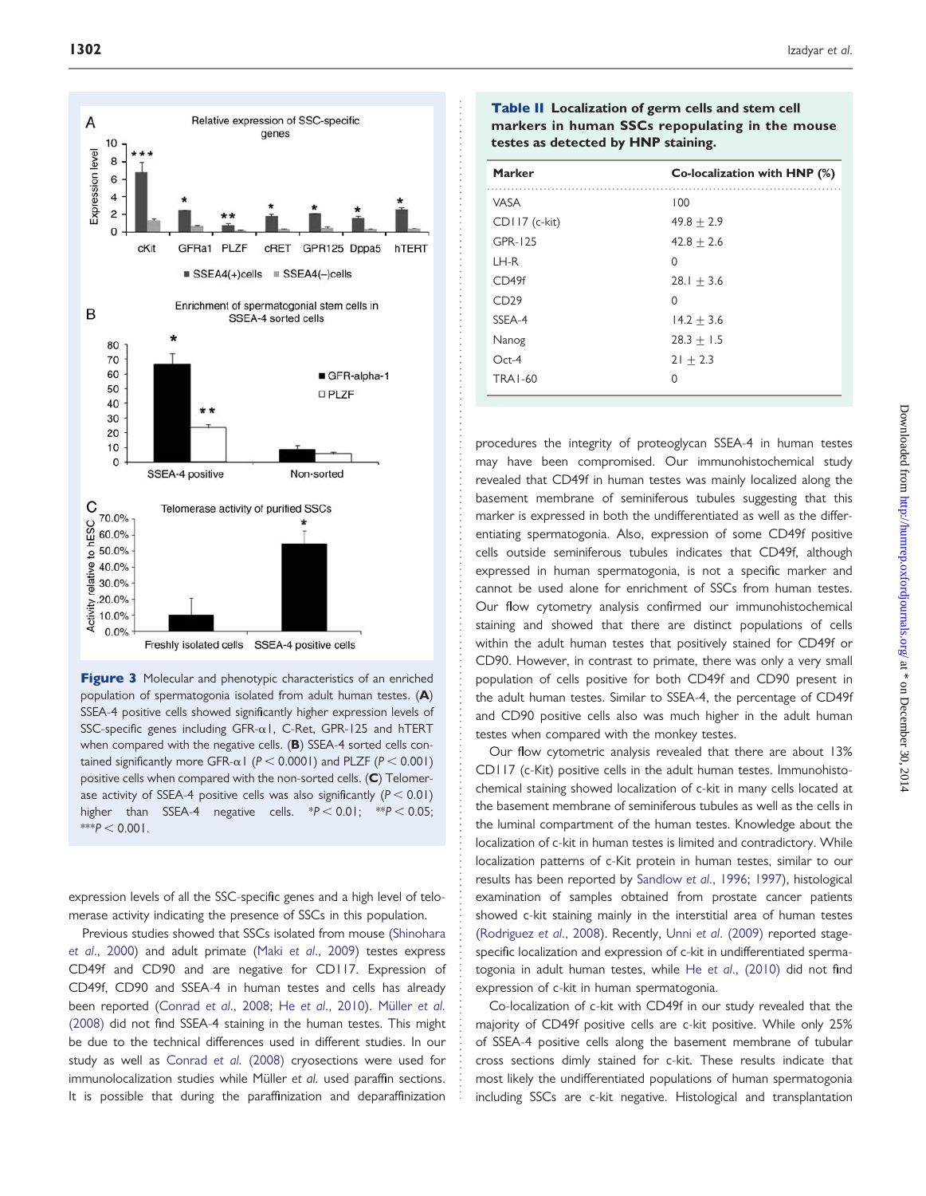**Figure 3** Molecular and phenotypic characteristics of an enriched population of spermatogonia isolated from adult human testes. (**A**) SSEA-4 positive cells showed significantly higher expression levels of SSC-specific genes including GFR-α1, C-Ret, GPR-125 and hTERT when compared with the negative cells. (**B**) SSEA-4 sorted cells contained significantly more GFR-α1 ($P < 0.0001$) and PLZF ($P < 0.001$) positive cells when compared with the non-sorted cells. (**C**) Telomerase activity of SSEA-4 positive cells was also significantly ($P < 0.01$) higher than SSEA-4 negative cells. *$P < 0.01$; **$P < 0.05$; ***$P < 0.001$.

expression levels of all the SSC-specific genes and a high level of telomerase activity indicating the presence of SSCs in this population.

Previous studies showed that SSCs isolated from mouse (Shinohara *et al.*, 2000) and adult primate (Maki *et al.*, 2009) testes express CD49f and CD90 and are negative for CD117. Expression of CD49f, CD90 and SSEA-4 in human testes and cells has already been reported (Conrad *et al.*, 2008; He *et al.*, 2010). Müller *et al.* (2008) did not find SSEA-4 staining in the human testes. This might be due to the technical differences used in different studies. In our study as well as Conrad *et al.* (2008) cryosections were used for immunolocalization studies while Müller *et al.* used paraffin sections. It is possible that during the paraffinization and deparaffinization procedures the integrity of proteoglycan SSEA-4 in human testes may have been compromised. Our immunohistochemical study revealed that CD49f in human testes was mainly localized along the basement membrane of seminiferous tubules suggesting that this marker is expressed in both the undifferentiated as well as the differentiating spermatogonia. Also, expression of some CD49f positive cells outside seminiferous tubules indicates that CD49f, although expressed in human spermatogonia, is not a specific marker and cannot be used alone for enrichment of SSCs from human testes. Our flow cytometry analysis confirmed our immunohistochemical staining and showed that there are distinct populations of cells within the adult human testes that positively stained for CD49f or CD90. However, in contrast to primate, there was only a very small population of cells positive for both CD49f and CD90 present in the adult human testes. Similar to SSEA-4, the percentage of CD49f and CD90 positive cells also was much higher in the adult human testes when compared with the monkey testes.

**Table II** Localization of germ cells and stem cell markers in human SSCs repopulating in the mouse testes as detected by HNP staining.

| Marker | Co-localization with HNP (%) |
|---|---|
| VASA | 100 |
| CD117 (c-kit) | 49.8 ± 2.9 |
| GPR-125 | 42.8 ± 2.6 |
| LH-R | 0 |
| CD49f | 28.1 ± 3.6 |
| CD29 | 0 |
| SSEA-4 | 14.2 ± 3.6 |
| Nanog | 28.3 ± 1.5 |
| Oct-4 | 21 ± 2.3 |
| TRA1-60 | 0 |

Our flow cytometric analysis revealed that there are about 13% CD117 (c-Kit) positive cells in the adult human testes. Immunohistochemical staining showed localization of c-kit in many cells located at the basement membrane of seminiferous tubules as well as the cells in the luminal compartment of the human testes. Knowledge about the localization of c-kit in human testes is limited and contradictory. While localization patterns of c-Kit protein in human testes, similar to our results has been reported by Sandlow *et al.*, 1996; 1997), histological examination of samples obtained from prostate cancer patients showed c-kit staining mainly in the interstitial area of human testes (Rodriguez *et al.*, 2008). Recently, Unni *et al.* (2009) reported stage-specific localization and expression of c-kit in undifferentiated spermatogonia in adult human testes, while He *et al.*, (2010) did not find expression of c-kit in human spermatogonia.

Co-localization of c-kit with CD49f in our study revealed that the majority of CD49f positive cells are c-kit positive. While only 25% of SSEA-4 positive cells along the basement membrane of tubular cross sections dimly stained for c-kit. These results indicate that most likely the undifferentiated populations of human spermatogonia including SSCs are c-kit negative. Histological and transplantation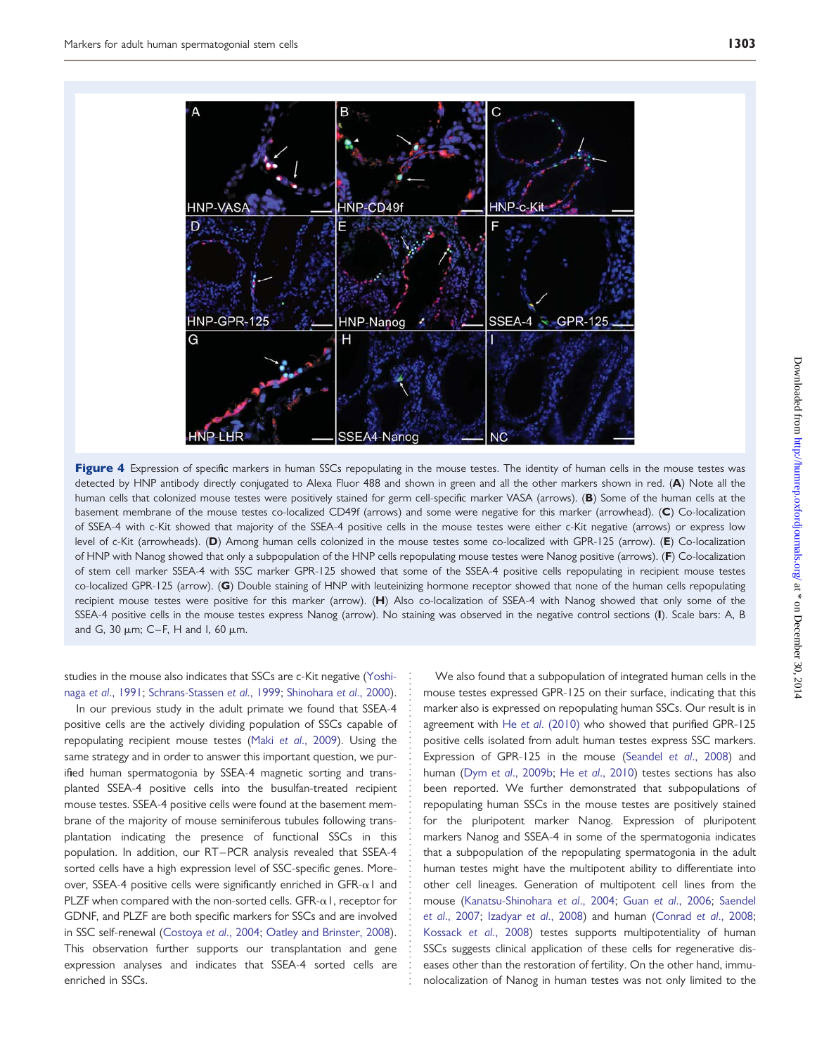**Figure 4** Expression of specific markers in human SSCs repopulating in the mouse testes. The identity of human cells in the mouse testes was detected by HNP antibody directly conjugated to Alexa Fluor 488 and shown in green and all the other markers shown in red. (**A**) Note all the human cells that colonized mouse testes were positively stained for germ cell-specific marker VASA (arrows). (**B**) Some of the human cells at the basement membrane of the mouse testes co-localized CD49f (arrows) and some were negative for this marker (arrowhead). (**C**) Co-localization of SSEA-4 with c-Kit showed that majority of the SSEA-4 positive cells in the mouse testes were either c-Kit negative (arrows) or express low level of c-Kit (arrowheads). (**D**) Among human cells colonized in the mouse testes some co-localized with GPR-125 (arrow). (**E**) Co-localization of HNP with Nanog showed that only a subpopulation of the HNP cells repopulating mouse testes were Nanog positive (arrows). (**F**) Co-localization of stem cell marker SSEA-4 with SSC marker GPR-125 showed that some of the SSEA-4 positive cells repopulating in recipient mouse testes co-localized GPR-125 (arrow). (**G**) Double staining of HNP with leuteinizing hormone receptor showed that none of the human cells repopulating recipient mouse testes were positive for this marker (arrow). (**H**) Also co-localization of SSEA-4 with Nanog showed that only some of the SSEA-4 positive cells in the mouse testes express Nanog (arrow). No staining was observed in the negative control sections (**I**). Scale bars: A, B and G, 30 µm; C–F, H and I, 60 µm.

studies in the mouse also indicates that SSCs are c-Kit negative (Yoshinaga *et al*., 1991; Schrans-Stassen *et al*., 1999; Shinohara *et al*., 2000).

In our previous study in the adult primate we found that SSEA-4 positive cells are the actively dividing population of SSCs capable of repopulating recipient mouse testes (Maki *et al*., 2009). Using the same strategy and in order to answer this important question, we purified human spermatogonia by SSEA-4 magnetic sorting and transplanted SSEA-4 positive cells into the busulfan-treated recipient mouse testes. SSEA-4 positive cells were found at the basement membrane of the majority of mouse seminiferous tubules following transplantation indicating the presence of functional SSCs in this population. In addition, our RT–PCR analysis revealed that SSEA-4 sorted cells have a high expression level of SSC-specific genes. Moreover, SSEA-4 positive cells were significantly enriched in GFR-$\alpha$1 and PLZF when compared with the non-sorted cells. GFR-$\alpha$1, receptor for GDNF, and PLZF are both specific markers for SSCs and are involved in SSC self-renewal (Costoya *et al*., 2004; Oatley and Brinster, 2008). This observation further supports our transplantation and gene expression analyses and indicates that SSEA-4 sorted cells are enriched in SSCs.

We also found that a subpopulation of integrated human cells in the mouse testes expressed GPR-125 on their surface, indicating that this marker also is expressed on repopulating human SSCs. Our result is in agreement with He *et al*. (2010) who showed that purified GPR-125 positive cells isolated from adult human testes express SSC markers. Expression of GPR-125 in the mouse (Seandel *et al*., 2008) and human (Dym *et al*., 2009b; He *et al*., 2010) testes sections has also been reported. We further demonstrated that subpopulations of repopulating human SSCs in the mouse testes are positively stained for the pluripotent marker Nanog. Expression of pluripotent markers Nanog and SSEA-4 in some of the spermatogonia indicates that a subpopulation of the repopulating spermatogonia in the adult human testes might have the multipotent ability to differentiate into other cell lineages. Generation of multipotent cell lines from the mouse (Kanatsu-Shinohara *et al*., 2004; Guan *et al*., 2006; Saendel *et al*., 2007; Izadyar *et al*., 2008) and human (Conrad *et al*., 2008; Kossack *et al*., 2008) testes supports multipotentiality of human SSCs suggests clinical application of these cells for regenerative diseases other than the restoration of fertility. On the other hand, immunolocalization of Nanog in human testes was not only limited to the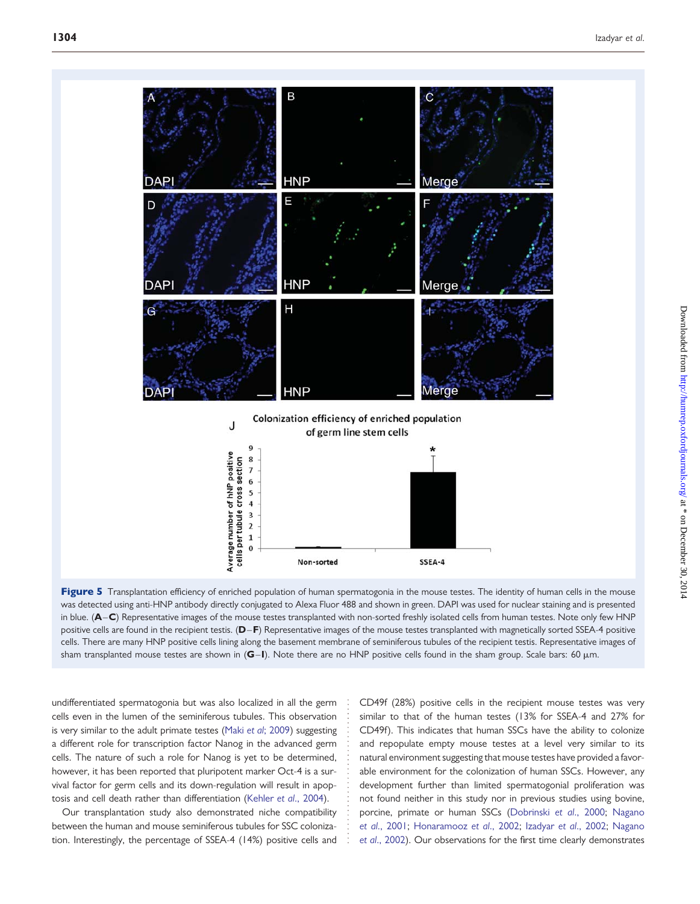**Figure 5** Transplantation efficiency of enriched population of human spermatogonia in the mouse testes. The identity of human cells in the mouse was detected using anti-HNP antibody directly conjugated to Alexa Fluor 488 and shown in green. DAPI was used for nuclear staining and is presented in blue. (**A**–**C**) Representative images of the mouse testes transplanted with non-sorted freshly isolated cells from human testes. Note only few HNP positive cells are found in the recipient testis. (**D**–**F**) Representative images of the mouse testes transplanted with magnetically sorted SSEA-4 positive cells. There are many HNP positive cells lining along the basement membrane of seminiferous tubules of the recipient testis. Representative images of sham transplanted mouse testes are shown in (**G**–**I**). Note there are no HNP positive cells found in the sham group. Scale bars: 60 μm.

undifferentiated spermatogonia but was also localized in all the germ cells even in the lumen of the seminiferous tubules. This observation is very similar to the adult primate testes (Maki *et al*; 2009) suggesting a different role for transcription factor Nanog in the advanced germ cells. The nature of such a role for Nanog is yet to be determined, however, it has been reported that pluripotent marker Oct-4 is a survival factor for germ cells and its down-regulation will result in apoptosis and cell death rather than differentiation (Kehler *et al*., 2004).

Our transplantation study also demonstrated niche compatibility between the human and mouse seminiferous tubules for SSC colonization. Interestingly, the percentage of SSEA-4 (14%) positive cells and CD49f (28%) positive cells in the recipient mouse testes was very similar to that of the human testes (13% for SSEA-4 and 27% for CD49f). This indicates that human SSCs have the ability to colonize and repopulate empty mouse testes at a level very similar to its natural environment suggesting that mouse testes have provided a favorable environment for the colonization of human SSCs. However, any development further than limited spermatogonial proliferation was not found neither in this study nor in previous studies using bovine, porcine, primate or human SSCs (Dobrinski *et al*., 2000; Nagano *et al*., 2001; Honaramooz *et al*., 2002; Izadyar *et al*., 2002; Nagano *et al*., 2002). Our observations for the first time clearly demonstrates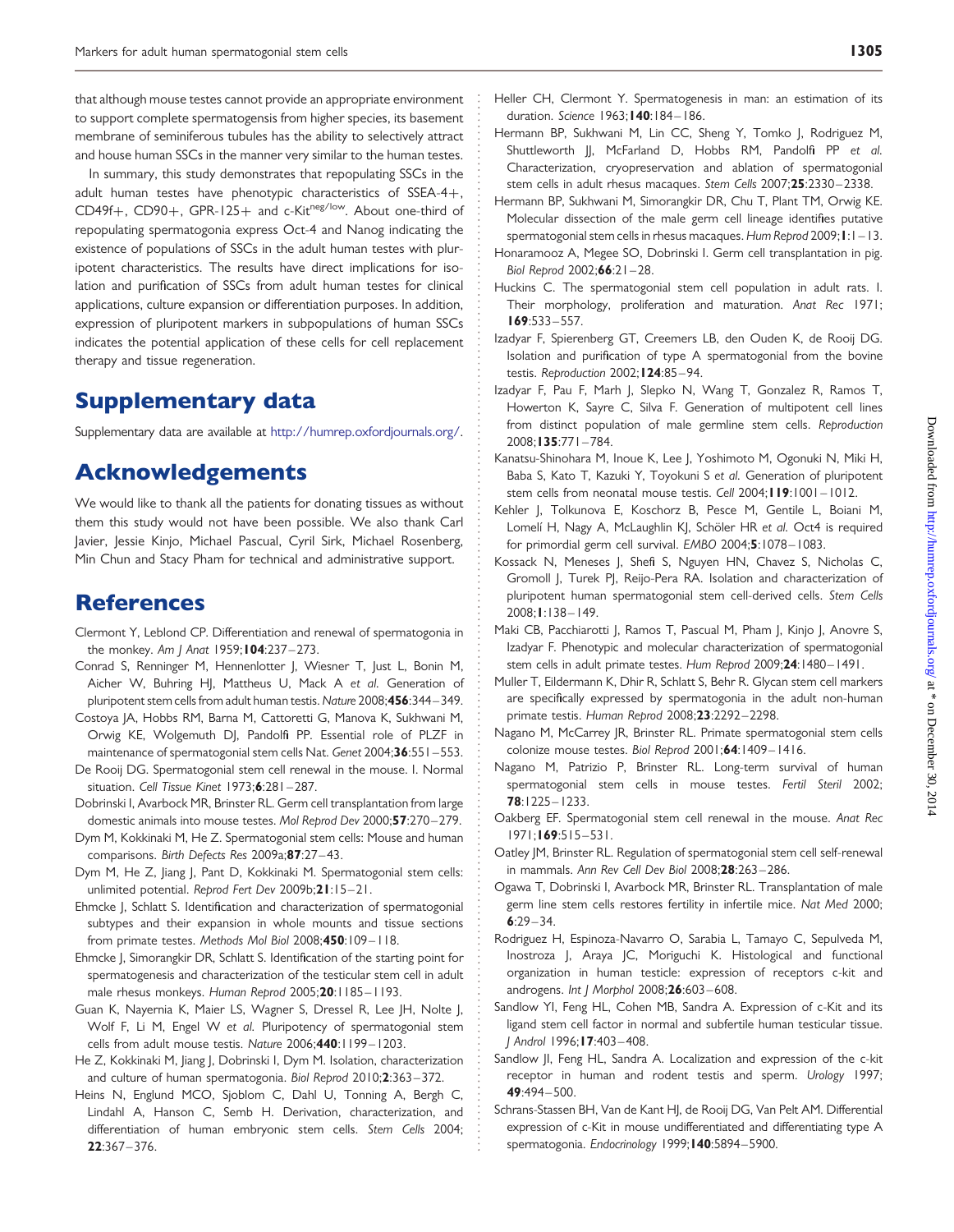that although mouse testes cannot provide an appropriate environment to support complete spermatogensis from higher species, its basement membrane of seminiferous tubules has the ability to selectively attract and house human SSCs in the manner very similar to the human testes.

In summary, this study demonstrates that repopulating SSCs in the adult human testes have phenotypic characteristics of SSEA-4+, CD49f+, CD90+, GPR-125+ and c-Kit$^{neg/low}$. About one-third of repopulating spermatogonia express Oct-4 and Nanog indicating the existence of populations of SSCs in the adult human testes with pluripotent characteristics. The results have direct implications for isolation and purification of SSCs from adult human testes for clinical applications, culture expansion or differentiation purposes. In addition, expression of pluripotent markers in subpopulations of human SSCs indicates the potential application of these cells for cell replacement therapy and tissue regeneration.

# Supplementary data

Supplementary data are available at http://humrep.oxfordjournals.org/.

# Acknowledgements

We would like to thank all the patients for donating tissues as without them this study would not have been possible. We also thank Carl Javier, Jessie Kinjo, Michael Pascual, Cyril Sirk, Michael Rosenberg, Min Chun and Stacy Pham for technical and administrative support.

# References

Clermont Y, Leblond CP. Differentiation and renewal of spermatogonia in the monkey. *Am J Anat* 1959;**104**:237–273.

Conrad S, Renninger M, Hennenlotter J, Wiesner T, Just L, Bonin M, Aicher W, Buhring HJ, Mattheus U, Mack A *et al*. Generation of pluripotent stem cells from adult human testis. *Nature* 2008;**456**:344–349.

Costoya JA, Hobbs RM, Barna M, Cattoretti G, Manova K, Sukhwani M, Orwig KE, Wolgemuth DJ, Pandolfi PP. Essential role of PLZF in maintenance of spermatogonial stem cells Nat. *Genet* 2004;**36**:551–553.

De Rooij DG. Spermatogonial stem cell renewal in the mouse. I. Normal situation. *Cell Tissue Kinet* 1973;**6**:281–287.

Dobrinski I, Avarbock MR, Brinster RL. Germ cell transplantation from large domestic animals into mouse testes. *Mol Reprod Dev* 2000;**57**:270–279.

Dym M, Kokkinaki M, He Z. Spermatogonial stem cells: Mouse and human comparisons. *Birth Defects Res* 2009a;**87**:27–43.

Dym M, He Z, Jiang J, Pant D, Kokkinaki M. Spermatogonial stem cells: unlimited potential. *Reprod Fert Dev* 2009b;**21**:15–21.

Ehmcke J, Schlatt S. Identification and characterization of spermatogonial subtypes and their expansion in whole mounts and tissue sections from primate testes. *Methods Mol Biol* 2008;**450**:109–118.

Ehmcke J, Simorangkir DR, Schlatt S. Identification of the starting point for spermatogenesis and characterization of the testicular stem cell in adult male rhesus monkeys. *Human Reprod* 2005;**20**:1185–1193.

Guan K, Nayernia K, Maier LS, Wagner S, Dressel R, Lee JH, Nolte J, Wolf F, Li M, Engel W *et al*. Pluripotency of spermatogonial stem cells from adult mouse testis. *Nature* 2006;**440**:1199–1203.

He Z, Kokkinaki M, Jiang J, Dobrinski I, Dym M. Isolation, characterization and culture of human spermatogonia. *Biol Reprod* 2010;**2**:363–372.

Heins N, Englund MCO, Sjoblom C, Dahl U, Tonning A, Bergh C, Lindahl A, Hanson C, Semb H. Derivation, characterization, and differentiation of human embryonic stem cells. *Stem Cells* 2004; **22**:367–376.

Heller CH, Clermont Y. Spermatogenesis in man: an estimation of its duration. *Science* 1963;**140**:184–186.

Hermann BP, Sukhwani M, Lin CC, Sheng Y, Tomko J, Rodriguez M, Shuttleworth JJ, McFarland D, Hobbs RM, Pandolfi PP *et al*. Characterization, cryopreservation and ablation of spermatogonial stem cells in adult rhesus macaques. *Stem Cells* 2007;**25**:2330–2338.

Hermann BP, Sukhwani M, Simorangkir DR, Chu T, Plant TM, Orwig KE. Molecular dissection of the male germ cell lineage identifies putative spermatogonial stem cells in rhesus macaques. *Hum Reprod* 2009;**1**:1–13.

Honaramooz A, Megee SO, Dobrinski I. Germ cell transplantation in pig. *Biol Reprod* 2002;**66**:21–28.

Huckins C. The spermatogonial stem cell population in adult rats. I. Their morphology, proliferation and maturation. *Anat Rec* 1971; **169**:533–557.

Izadyar F, Spierenberg GT, Creemers LB, den Ouden K, de Rooij DG. Isolation and purification of type A spermatogonial from the bovine testis. *Reproduction* 2002;**124**:85–94.

Izadyar F, Pau F, Marh J, Slepko N, Wang T, Gonzalez R, Ramos T, Howerton K, Sayre C, Silva F. Generation of multipotent cell lines from distinct population of male germline stem cells. *Reproduction* 2008;**135**:771–784.

Kanatsu-Shinohara M, Inoue K, Lee J, Yoshimoto M, Ogonuki N, Miki H, Baba S, Kato T, Kazuki Y, Toyokuni S *et al*. Generation of pluripotent stem cells from neonatal mouse testis. *Cell* 2004;**119**:1001–1012.

Kehler J, Tolkunova E, Koschorz B, Pesce M, Gentile L, Boiani M, Lomelí H, Nagy A, McLaughlin KJ, Schöler HR *et al*. Oct4 is required for primordial germ cell survival. *EMBO* 2004;**5**:1078–1083.

Kossack N, Meneses J, Shefi S, Nguyen HN, Chavez S, Nicholas C, Gromoll J, Turek PJ, Reijo-Pera RA. Isolation and characterization of pluripotent human spermatogonial stem cell-derived cells. *Stem Cells* 2008;**1**:138–149.

Maki CB, Pacchiarotti J, Ramos T, Pascual M, Pham J, Kinjo J, Anovre S, Izadyar F. Phenotypic and molecular characterization of spermatogonial stem cells in adult primate testes. *Hum Reprod* 2009;**24**:1480–1491.

Muller T, Eildermann K, Dhir R, Schlatt S, Behr R. Glycan stem cell markers are specifically expressed by spermatogonia in the adult non-human primate testis. *Human Reprod* 2008;**23**:2292–2298.

Nagano M, McCarrey JR, Brinster RL. Primate spermatogonial stem cells colonize mouse testes. *Biol Reprod* 2001;**64**:1409–1416.

Nagano M, Patrizio P, Brinster RL. Long-term survival of human spermatogonial stem cells in mouse testes. *Fertil Steril* 2002; **78**:1225–1233.

Oakberg EF. Spermatogonial stem cell renewal in the mouse. *Anat Rec* 1971;**169**:515–531.

Oatley JM, Brinster RL. Regulation of spermatogonial stem cell self-renewal in mammals. *Ann Rev Cell Dev Biol* 2008;**28**:263–286.

Ogawa T, Dobrinski I, Avarbock MR, Brinster RL. Transplantation of male germ line stem cells restores fertility in infertile mice. *Nat Med* 2000; **6**:29–34.

Rodriguez H, Espinoza-Navarro O, Sarabia L, Tamayo C, Sepulveda M, Inostroza J, Araya JC, Moriguchi K. Histological and functional organization in human testicle: expression of receptors c-kit and androgens. *Int J Morphol* 2008;**26**:603–608.

Sandlow YI, Feng HL, Cohen MB, Sandra A. Expression of c-Kit and its ligand stem cell factor in normal and subfertile human testicular tissue. *J Androl* 1996;**17**:403–408.

Sandlow JI, Feng HL, Sandra A. Localization and expression of the c-kit receptor in human and rodent testis and sperm. *Urology* 1997; **49**:494–500.

Schrans-Stassen BH, Van de Kant HJ, de Rooij DG, Van Pelt AM. Differential expression of c-Kit in mouse undifferentiated and differentiating type A spermatogonia. *Endocrinology* 1999;**140**:5894–5900.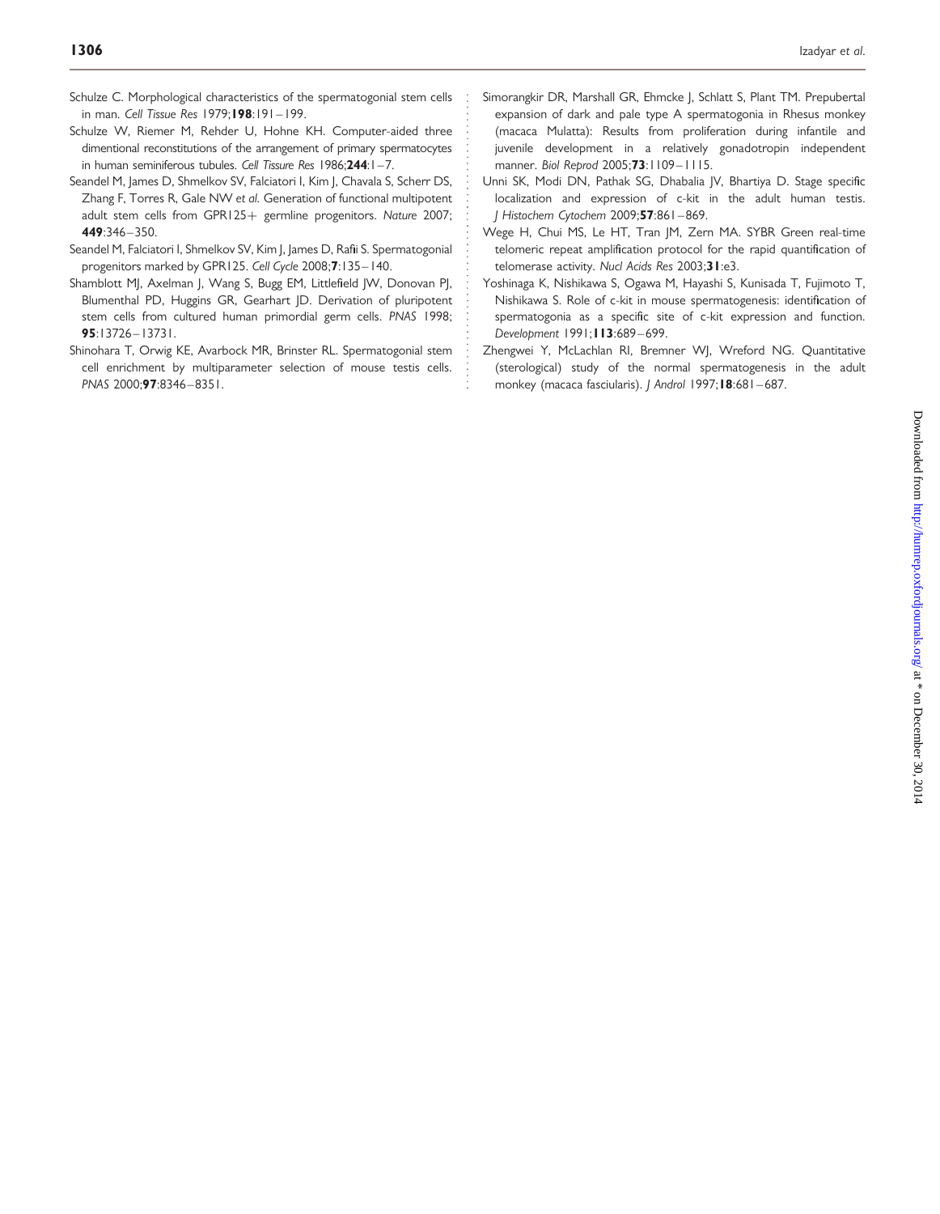Schulze C. Morphological characteristics of the spermatogonial stem cells in man. *Cell Tissue Res* 1979;**198**:191–199.

Schulze W, Riemer M, Rehder U, Hohne KH. Computer-aided three dimentional reconstitutions of the arrangement of primary spermatocytes in human seminiferous tubules. *Cell Tissure Res* 1986;**244**:1–7.

Seandel M, James D, Shmelkov SV, Falciatori I, Kim J, Chavala S, Scherr DS, Zhang F, Torres R, Gale NW *et al.* Generation of functional multipotent adult stem cells from GPR125+ germline progenitors. *Nature* 2007; **449**:346–350.

Seandel M, Falciatori I, Shmelkov SV, Kim J, James D, Rafii S. Spermatogonial progenitors marked by GPR125. *Cell Cycle* 2008;**7**:135–140.

Shamblott MJ, Axelman J, Wang S, Bugg EM, Littlefield JW, Donovan PJ, Blumenthal PD, Huggins GR, Gearhart JD. Derivation of pluripotent stem cells from cultured human primordial germ cells. *PNAS* 1998; **95**:13726–13731.

Shinohara T, Orwig KE, Avarbock MR, Brinster RL. Spermatogonial stem cell enrichment by multiparameter selection of mouse testis cells. *PNAS* 2000;**97**:8346–8351.

Simorangkir DR, Marshall GR, Ehmcke J, Schlatt S, Plant TM. Prepubertal expansion of dark and pale type A spermatogonia in Rhesus monkey (macaca Mulatta): Results from proliferation during infantile and juvenile development in a relatively gonadotropin independent manner. *Biol Reprod* 2005;**73**:1109–1115.

Unni SK, Modi DN, Pathak SG, Dhabalia JV, Bhartiya D. Stage specific localization and expression of c-kit in the adult human testis. *J Histochem Cytochem* 2009;**57**:861–869.

Wege H, Chui MS, Le HT, Tran JM, Zern MA. SYBR Green real-time telomeric repeat amplification protocol for the rapid quantification of telomerase activity. *Nucl Acids Res* 2003;**31**:e3.

Yoshinaga K, Nishikawa S, Ogawa M, Hayashi S, Kunisada T, Fujimoto T, Nishikawa S. Role of c-kit in mouse spermatogenesis: identification of spermatogonia as a specific site of c-kit expression and function. *Development* 1991;**113**:689–699.

Zhengwei Y, McLachlan RI, Bremner WJ, Wreford NG. Quantitative (sterological) study of the normal spermatogenesis in the adult monkey (macaca fascicularis). *J Androl* 1997;**18**:681–687.